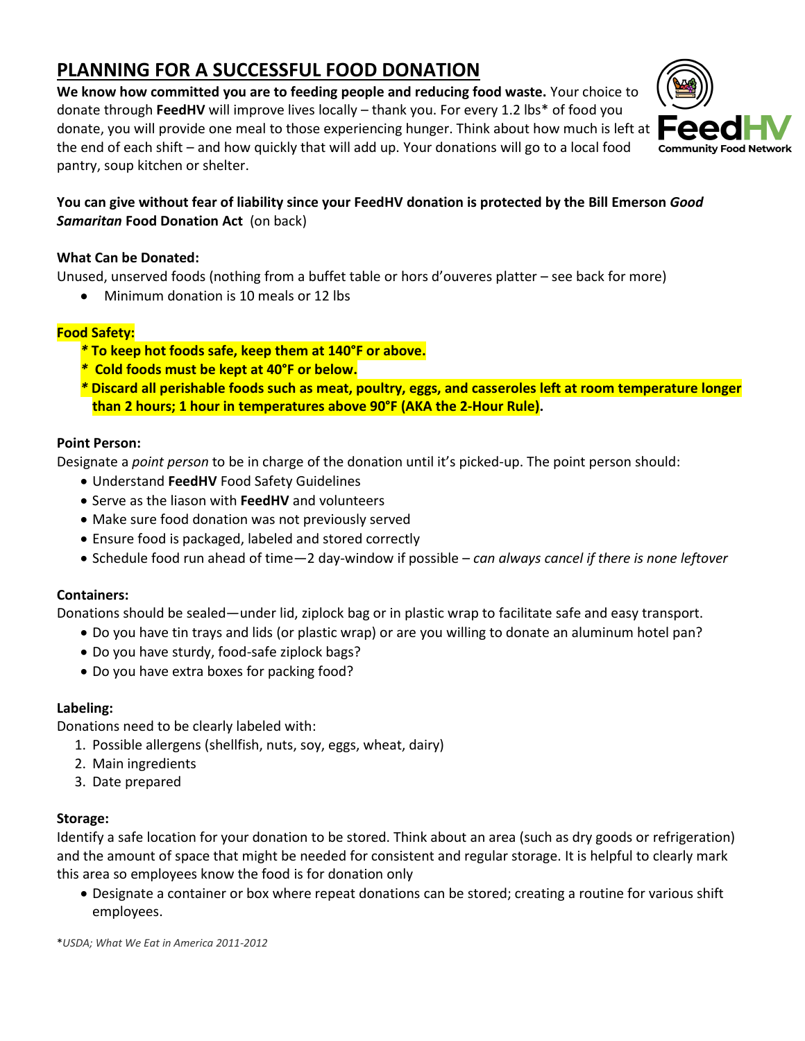# PLANNING FOR A SUCCESSFUL FOOD DONATION

**We know how committed you are to feeding people and reducing food waste.** Your choice to donate through **FeedHV** will improve lives locally – thank you. For every 1.2 lbs* of food you donate, you will provide one meal to those experiencing hunger. Think about how much is left at the end of each shift – and how quickly that will add up. Your donations will go to a local food pantry, soup kitchen or shelter.

FeedHV
Community Food Network

**You can give without fear of liability since your FeedHV donation is protected by the Bill Emerson *Good Samaritan* Food Donation Act** (on back)

**What Can be Donated:**

Unused, unserved foods (nothing from a buffet table or hors d'ouveres platter – see back for more)

- Minimum donation is 10 meals or 12 lbs

**Food Safety:**

**\* To keep hot foods safe, keep them at 140°F or above.**

**\* Cold foods must be kept at 40°F or below.**

**\* Discard all perishable foods such as meat, poultry, eggs, and casseroles left at room temperature longer than 2 hours; 1 hour in temperatures above 90°F (AKA the 2-Hour Rule).**

**Point Person:**

Designate a *point person* to be in charge of the donation until it's picked-up. The point person should:

- Understand **FeedHV** Food Safety Guidelines
- Serve as the liason with **FeedHV** and volunteers
- Make sure food donation was not previously served
- Ensure food is packaged, labeled and stored correctly
- Schedule food run ahead of time—2 day-window if possible – *can always cancel if there is none leftover*

**Containers:**

Donations should be sealed—under lid, ziplock bag or in plastic wrap to facilitate safe and easy transport.

- Do you have tin trays and lids (or plastic wrap) or are you willing to donate an aluminum hotel pan?
- Do you have sturdy, food-safe ziplock bags?
- Do you have extra boxes for packing food?

**Labeling:**

Donations need to be clearly labeled with:

1. Possible allergens (shellfish, nuts, soy, eggs, wheat, dairy)
2. Main ingredients
3. Date prepared

**Storage:**

Identify a safe location for your donation to be stored. Think about an area (such as dry goods or refrigeration) and the amount of space that might be needed for consistent and regular storage. It is helpful to clearly mark this area so employees know the food is for donation only

- Designate a container or box where repeat donations can be stored; creating a routine for various shift employees.

**USDA; What We Eat in America 2011-2012*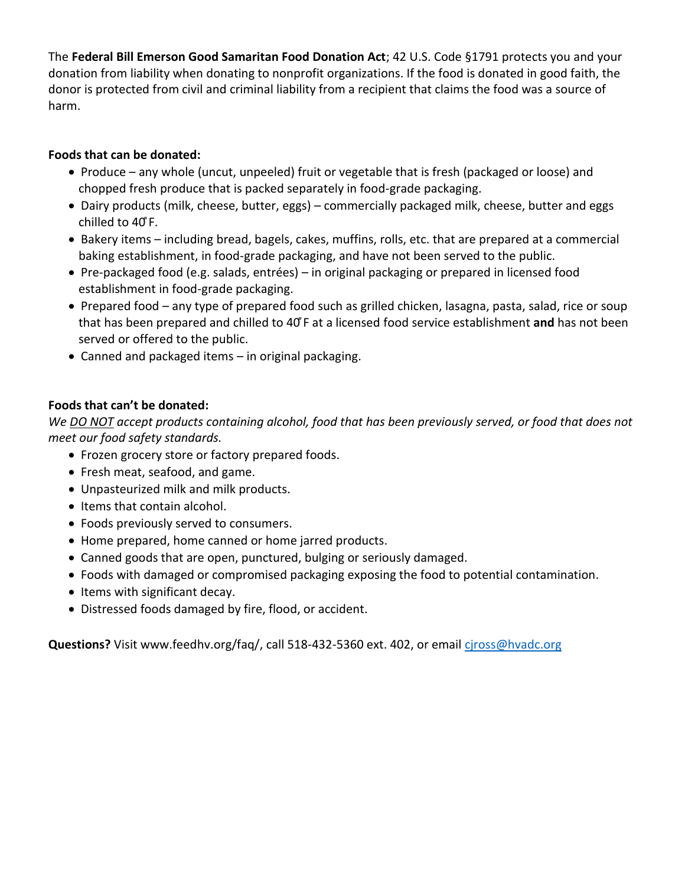The **Federal Bill Emerson Good Samaritan Food Donation Act**; 42 U.S. Code §1791 protects you and your donation from liability when donating to nonprofit organizations. If the food is donated in good faith, the donor is protected from civil and criminal liability from a recipient that claims the food was a source of harm.

**Foods that can be donated:**

- Produce – any whole (uncut, unpeeled) fruit or vegetable that is fresh (packaged or loose) and chopped fresh produce that is packed separately in food-grade packaging.
- Dairy products (milk, cheese, butter, eggs) – commercially packaged milk, cheese, butter and eggs chilled to 40̊ F.
- Bakery items – including bread, bagels, cakes, muffins, rolls, etc. that are prepared at a commercial baking establishment, in food-grade packaging, and have not been served to the public.
- Pre-packaged food (e.g. salads, entrées) – in original packaging or prepared in licensed food establishment in food-grade packaging.
- Prepared food – any type of prepared food such as grilled chicken, lasagna, pasta, salad, rice or soup that has been prepared and chilled to 40̊ F at a licensed food service establishment **and** has not been served or offered to the public.
- Canned and packaged items – in original packaging.

**Foods that can't be donated:**

*We DO NOT accept products containing alcohol, food that has been previously served, or food that does not meet our food safety standards.*

- Frozen grocery store or factory prepared foods.
- Fresh meat, seafood, and game.
- Unpasteurized milk and milk products.
- Items that contain alcohol.
- Foods previously served to consumers.
- Home prepared, home canned or home jarred products.
- Canned goods that are open, punctured, bulging or seriously damaged.
- Foods with damaged or compromised packaging exposing the food to potential contamination.
- Items with significant decay.
- Distressed foods damaged by fire, flood, or accident.

**Questions?** Visit www.feedhv.org/faq/, call 518-432-5360 ext. 402, or email cjross@hvadc.org